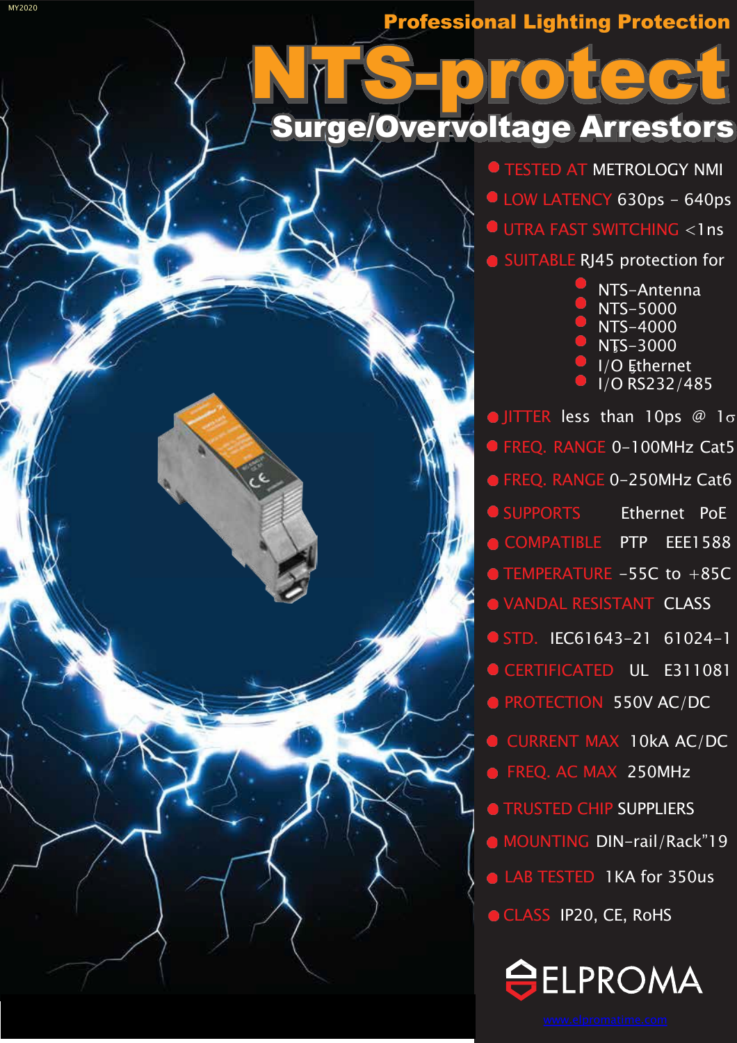Professional Lighting Protection

# NTS-protect

## Surge/Overvoltage Arrestors

- TESTED AT METROLOGY NMI
- LOW LATENCY 630ps - 640ps
- UTRA FAST SWITCHING <1ns
- SUITABLE RJ45 protection for
  - NTS-Antenna
  - NTS-5000
  - NTS-4000
  - NTS-3000
  - I/O Ethernet
  - I/O RS232/485
- JITTER less than 10ps @ 1σ
- FREQ. RANGE 0-100MHz Cat5
- FREQ. RANGE 0-250MHz Cat6
- SUPPORTS Ethernet PoE
- COMPATIBLE PTP EEE1588
- TEMPERATURE -55C to +85C
- VANDAL RESISTANT CLASS
- STD. IEC61643-21 61024-1
- CERTIFICATED UL E311081
- PROTECTION 550V AC/DC
- CURRENT MAX 10kA AC/DC
- FREQ. AC MAX 250MHz
- TRUSTED CHIP SUPPLIERS
- MOUNTING DIN-rail/Rack"19
- LAB TESTED 1KA for 350us
- CLASS IP20, CE, RoHS

ELPROMA

www.elpromatime.com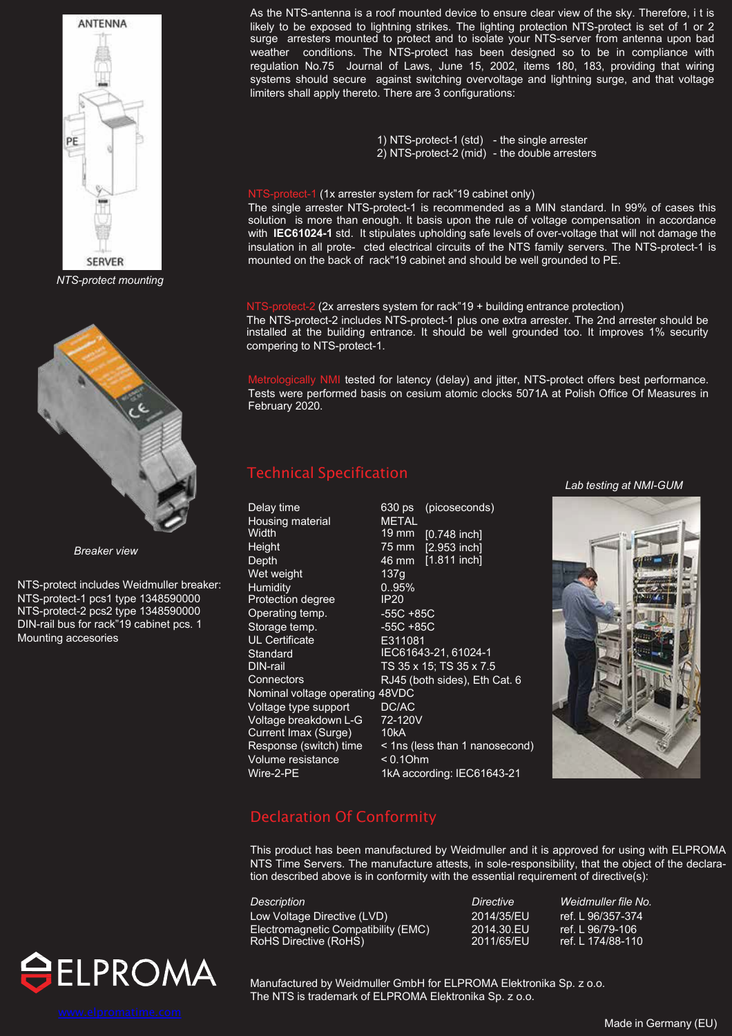As the NTS-antenna is a roof mounted device to ensure clear view of the sky. Therefore, i t is likely to be exposed to lightning strikes. The lighting protection NTS-protect is set of 1 or 2 surge arresters mounted to protect and to isolate your NTS-server from antenna upon bad weather conditions. The NTS-protect has been designed so to be in compliance with regulation No.75 Journal of Laws, June 15, 2002, items 180, 183, providing that wiring systems should secure against switching overvoltage and lightning surge, and that voltage limiters shall apply thereto. There are 3 configurations:

1) NTS-protect-1 (std) - the single arrester
2) NTS-protect-2 (mid) - the double arresters

NTS-protect-1 (1x arrester system for rack"19 cabinet only)
The single arrester NTS-protect-1 is recommended as a MIN standard. In 99% of cases this solution is more than enough. It basis upon the rule of voltage compensation in accordance with **IEC61024-1** std. It stipulates upholding safe levels of over-voltage that will not damage the insulation in all prote- cted electrical circuits of the NTS family servers. The NTS-protect-1 is mounted on the back of rack"19 cabinet and should be well grounded to PE.

NTS-protect-2 (2x arresters system for rack"19 + building entrance protection)
The NTS-protect-2 includes NTS-protect-1 plus one extra arrester. The 2nd arrester should be installed at the building entrance. It should be well grounded too. It improves 1% security compering to NTS-protect-1.

Metrologically NMI tested for latency (delay) and jitter, NTS-protect offers best performance. Tests were performed basis on cesium atomic clocks 5071A at Polish Office Of Measures in February 2020.

ANTENNA

PE

SERVER

*NTS-protect mounting*

*Breaker view*

NTS-protect includes Weidmuller breaker:
NTS-protect-1 pcs1 type 1348590000
NTS-protect-2 pcs2 type 1348590000
DIN-rail bus for rack"19 cabinet pcs. 1
Mounting accesories

## Technical Specification

| | |
|---|---|
| Delay time | 630 ps (picoseconds) |
| Housing material | METAL |
| Width | 19 mm [0.748 inch] |
| Height | 75 mm [2.953 inch] |
| Depth | 46 mm [1.811 inch] |
| Wet weight | 137g |
| Humidity | 0..95% |
| Protection degree | IP20 |
| Operating temp. | -55C +85C |
| Storage temp. | -55C +85C |
| UL Certificate | E311081 |
| Standard | IEC61643-21, 61024-1 |
| DIN-rail | TS 35 x 15; TS 35 x 7.5 |
| Connectors | RJ45 (both sides), Eth Cat. 6 |
| Nominal voltage operating | 48VDC |
| Voltage type support | DC/AC |
| Voltage breakdown L-G | 72-120V |
| Current Imax (Surge) | 10kA |
| Response (switch) time | < 1ns (less than 1 nanosecond) |
| Volume resistance | < 0.1Ohm |
| Wire-2-PE | 1kA according: IEC61643-21 |

*Lab testing at NMI-GUM*

## Declaration Of Conformity

This product has been manufactured by Weidmuller and it is approved for using with ELPROMA NTS Time Servers. The manufacture attests, in sole-responsibility, that the object of the declaration described above is in conformity with the essential requirement of directive(s):

| *Description* | *Directive* | *Weidmuller file No.* |
|---|---|---|
| Low Voltage Directive (LVD) | 2014/35/EU | ref. L 96/357-374 |
| Electromagnetic Compatibility (EMC) | 2014.30.EU | ref. L 96/79-106 |
| RoHS Directive (RoHS) | 2011/65/EU | ref. L 174/88-110 |

Manufactured by Weidmuller GmbH for ELPROMA Elektronika Sp. z o.o.
The NTS is trademark of ELPROMA Elektronika Sp. z o.o.

ELPROMA

www.elpromatime.com

Made in Germany (EU)